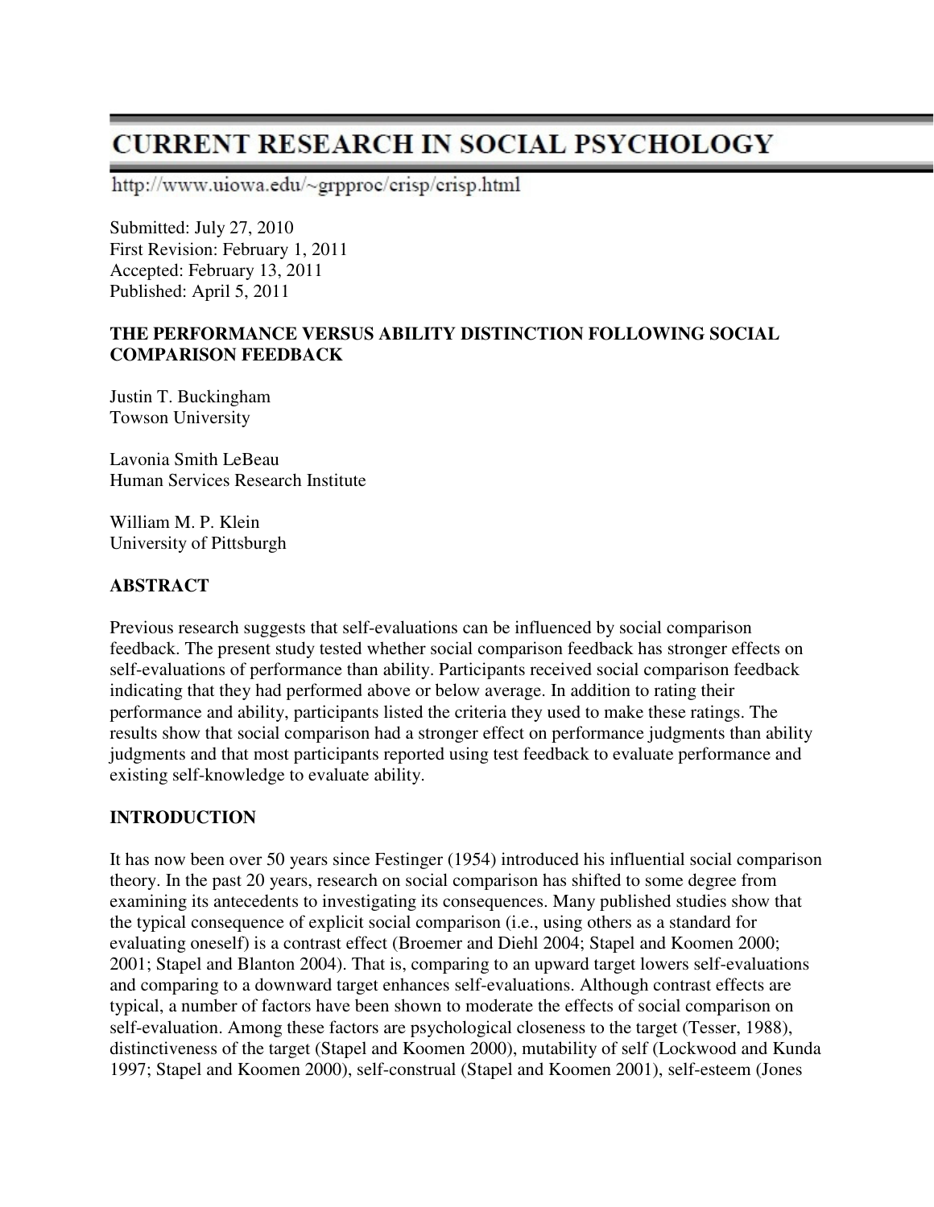# CURRENT RESEARCH IN SOCIAL PSYCHOLOGY

http://www.uiowa.edu/~grpproc/crisp/crisp.html

Submitted: July 27, 2010
First Revision: February 1, 2011
Accepted: February 13, 2011
Published: April 5, 2011

**THE PERFORMANCE VERSUS ABILITY DISTINCTION FOLLOWING SOCIAL COMPARISON FEEDBACK**

Justin T. Buckingham
Towson University

Lavonia Smith LeBeau
Human Services Research Institute

William M. P. Klein
University of Pittsburgh

## ABSTRACT

Previous research suggests that self-evaluations can be influenced by social comparison feedback. The present study tested whether social comparison feedback has stronger effects on self-evaluations of performance than ability. Participants received social comparison feedback indicating that they had performed above or below average. In addition to rating their performance and ability, participants listed the criteria they used to make these ratings. The results show that social comparison had a stronger effect on performance judgments than ability judgments and that most participants reported using test feedback to evaluate performance and existing self-knowledge to evaluate ability.

## INTRODUCTION

It has now been over 50 years since Festinger (1954) introduced his influential social comparison theory. In the past 20 years, research on social comparison has shifted to some degree from examining its antecedents to investigating its consequences. Many published studies show that the typical consequence of explicit social comparison (i.e., using others as a standard for evaluating oneself) is a contrast effect (Broemer and Diehl 2004; Stapel and Koomen 2000; 2001; Stapel and Blanton 2004). That is, comparing to an upward target lowers self-evaluations and comparing to a downward target enhances self-evaluations. Although contrast effects are typical, a number of factors have been shown to moderate the effects of social comparison on self-evaluation. Among these factors are psychological closeness to the target (Tesser, 1988), distinctiveness of the target (Stapel and Koomen 2000), mutability of self (Lockwood and Kunda 1997; Stapel and Koomen 2000), self-construal (Stapel and Koomen 2001), self-esteem (Jones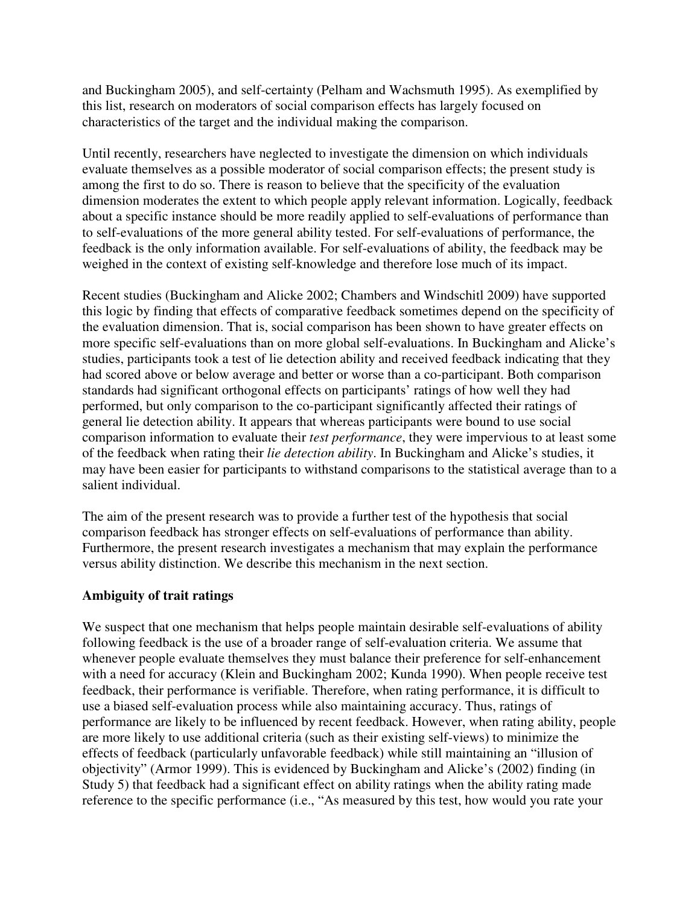and Buckingham 2005), and self-certainty (Pelham and Wachsmuth 1995). As exemplified by this list, research on moderators of social comparison effects has largely focused on characteristics of the target and the individual making the comparison.

Until recently, researchers have neglected to investigate the dimension on which individuals evaluate themselves as a possible moderator of social comparison effects; the present study is among the first to do so. There is reason to believe that the specificity of the evaluation dimension moderates the extent to which people apply relevant information. Logically, feedback about a specific instance should be more readily applied to self-evaluations of performance than to self-evaluations of the more general ability tested. For self-evaluations of performance, the feedback is the only information available. For self-evaluations of ability, the feedback may be weighed in the context of existing self-knowledge and therefore lose much of its impact.

Recent studies (Buckingham and Alicke 2002; Chambers and Windschitl 2009) have supported this logic by finding that effects of comparative feedback sometimes depend on the specificity of the evaluation dimension. That is, social comparison has been shown to have greater effects on more specific self-evaluations than on more global self-evaluations. In Buckingham and Alicke's studies, participants took a test of lie detection ability and received feedback indicating that they had scored above or below average and better or worse than a co-participant. Both comparison standards had significant orthogonal effects on participants' ratings of how well they had performed, but only comparison to the co-participant significantly affected their ratings of general lie detection ability. It appears that whereas participants were bound to use social comparison information to evaluate their *test performance*, they were impervious to at least some of the feedback when rating their *lie detection ability*. In Buckingham and Alicke's studies, it may have been easier for participants to withstand comparisons to the statistical average than to a salient individual.

The aim of the present research was to provide a further test of the hypothesis that social comparison feedback has stronger effects on self-evaluations of performance than ability. Furthermore, the present research investigates a mechanism that may explain the performance versus ability distinction. We describe this mechanism in the next section.

## Ambiguity of trait ratings

We suspect that one mechanism that helps people maintain desirable self-evaluations of ability following feedback is the use of a broader range of self-evaluation criteria. We assume that whenever people evaluate themselves they must balance their preference for self-enhancement with a need for accuracy (Klein and Buckingham 2002; Kunda 1990). When people receive test feedback, their performance is verifiable. Therefore, when rating performance, it is difficult to use a biased self-evaluation process while also maintaining accuracy. Thus, ratings of performance are likely to be influenced by recent feedback. However, when rating ability, people are more likely to use additional criteria (such as their existing self-views) to minimize the effects of feedback (particularly unfavorable feedback) while still maintaining an "illusion of objectivity" (Armor 1999). This is evidenced by Buckingham and Alicke's (2002) finding (in Study 5) that feedback had a significant effect on ability ratings when the ability rating made reference to the specific performance (i.e., "As measured by this test, how would you rate your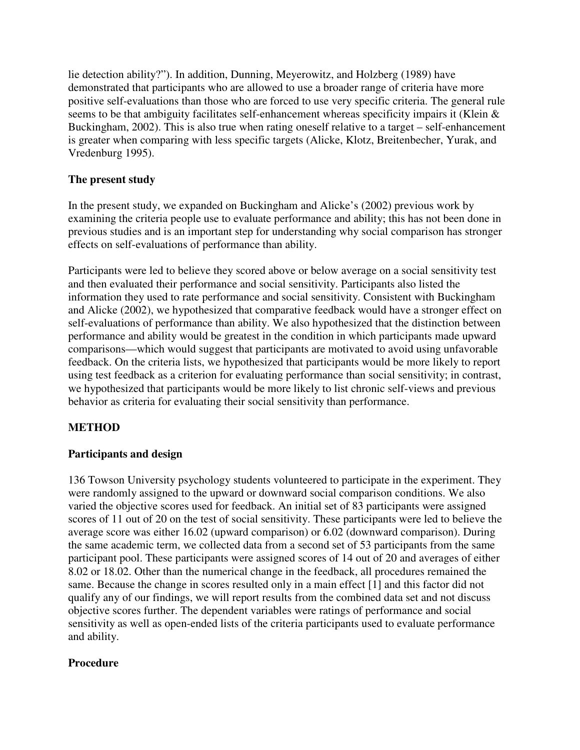lie detection ability?"). In addition, Dunning, Meyerowitz, and Holzberg (1989) have demonstrated that participants who are allowed to use a broader range of criteria have more positive self-evaluations than those who are forced to use very specific criteria. The general rule seems to be that ambiguity facilitates self-enhancement whereas specificity impairs it (Klein & Buckingham, 2002). This is also true when rating oneself relative to a target – self-enhancement is greater when comparing with less specific targets (Alicke, Klotz, Breitenbecher, Yurak, and Vredenburg 1995).

**The present study**

In the present study, we expanded on Buckingham and Alicke's (2002) previous work by examining the criteria people use to evaluate performance and ability; this has not been done in previous studies and is an important step for understanding why social comparison has stronger effects on self-evaluations of performance than ability.

Participants were led to believe they scored above or below average on a social sensitivity test and then evaluated their performance and social sensitivity. Participants also listed the information they used to rate performance and social sensitivity. Consistent with Buckingham and Alicke (2002), we hypothesized that comparative feedback would have a stronger effect on self-evaluations of performance than ability. We also hypothesized that the distinction between performance and ability would be greatest in the condition in which participants made upward comparisons—which would suggest that participants are motivated to avoid using unfavorable feedback. On the criteria lists, we hypothesized that participants would be more likely to report using test feedback as a criterion for evaluating performance than social sensitivity; in contrast, we hypothesized that participants would be more likely to list chronic self-views and previous behavior as criteria for evaluating their social sensitivity than performance.

## METHOD

**Participants and design**

136 Towson University psychology students volunteered to participate in the experiment. They were randomly assigned to the upward or downward social comparison conditions. We also varied the objective scores used for feedback. An initial set of 83 participants were assigned scores of 11 out of 20 on the test of social sensitivity. These participants were led to believe the average score was either 16.02 (upward comparison) or 6.02 (downward comparison). During the same academic term, we collected data from a second set of 53 participants from the same participant pool. These participants were assigned scores of 14 out of 20 and averages of either 8.02 or 18.02. Other than the numerical change in the feedback, all procedures remained the same. Because the change in scores resulted only in a main effect [1] and this factor did not qualify any of our findings, we will report results from the combined data set and not discuss objective scores further. The dependent variables were ratings of performance and social sensitivity as well as open-ended lists of the criteria participants used to evaluate performance and ability.

**Procedure**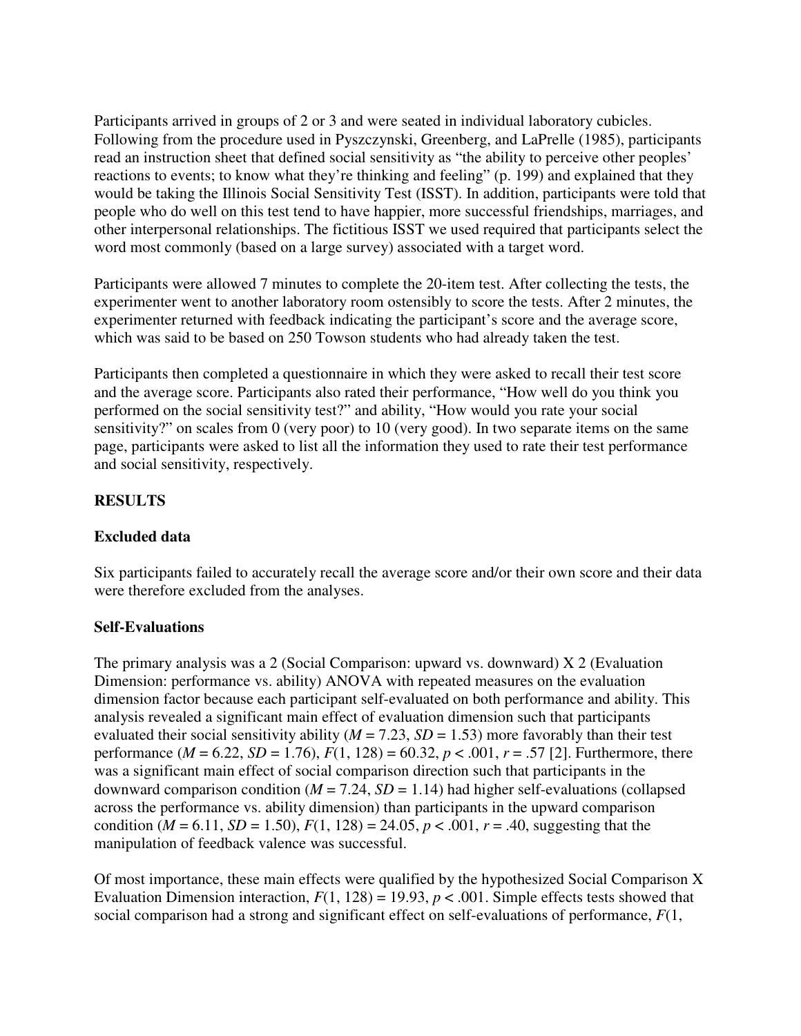Participants arrived in groups of 2 or 3 and were seated in individual laboratory cubicles. Following from the procedure used in Pyszczynski, Greenberg, and LaPrelle (1985), participants read an instruction sheet that defined social sensitivity as "the ability to perceive other peoples' reactions to events; to know what they're thinking and feeling" (p. 199) and explained that they would be taking the Illinois Social Sensitivity Test (ISST). In addition, participants were told that people who do well on this test tend to have happier, more successful friendships, marriages, and other interpersonal relationships. The fictitious ISST we used required that participants select the word most commonly (based on a large survey) associated with a target word.

Participants were allowed 7 minutes to complete the 20-item test. After collecting the tests, the experimenter went to another laboratory room ostensibly to score the tests. After 2 minutes, the experimenter returned with feedback indicating the participant's score and the average score, which was said to be based on 250 Towson students who had already taken the test.

Participants then completed a questionnaire in which they were asked to recall their test score and the average score. Participants also rated their performance, "How well do you think you performed on the social sensitivity test?" and ability, "How would you rate your social sensitivity?" on scales from 0 (very poor) to 10 (very good). In two separate items on the same page, participants were asked to list all the information they used to rate their test performance and social sensitivity, respectively.

## RESULTS

### Excluded data

Six participants failed to accurately recall the average score and/or their own score and their data were therefore excluded from the analyses.

### Self-Evaluations

The primary analysis was a 2 (Social Comparison: upward vs. downward) X 2 (Evaluation Dimension: performance vs. ability) ANOVA with repeated measures on the evaluation dimension factor because each participant self-evaluated on both performance and ability. This analysis revealed a significant main effect of evaluation dimension such that participants evaluated their social sensitivity ability ($M = 7.23$, $SD = 1.53$) more favorably than their test performance ($M = 6.22$, $SD = 1.76$), $F(1, 128) = 60.32$, $p < .001$, $r = .57$ [2]. Furthermore, there was a significant main effect of social comparison direction such that participants in the downward comparison condition ($M = 7.24$, $SD = 1.14$) had higher self-evaluations (collapsed across the performance vs. ability dimension) than participants in the upward comparison condition ($M = 6.11$, $SD = 1.50$), $F(1, 128) = 24.05$, $p < .001$, $r = .40$, suggesting that the manipulation of feedback valence was successful.

Of most importance, these main effects were qualified by the hypothesized Social Comparison X Evaluation Dimension interaction, $F(1, 128) = 19.93$, $p < .001$. Simple effects tests showed that social comparison had a strong and significant effect on self-evaluations of performance, $F$(1,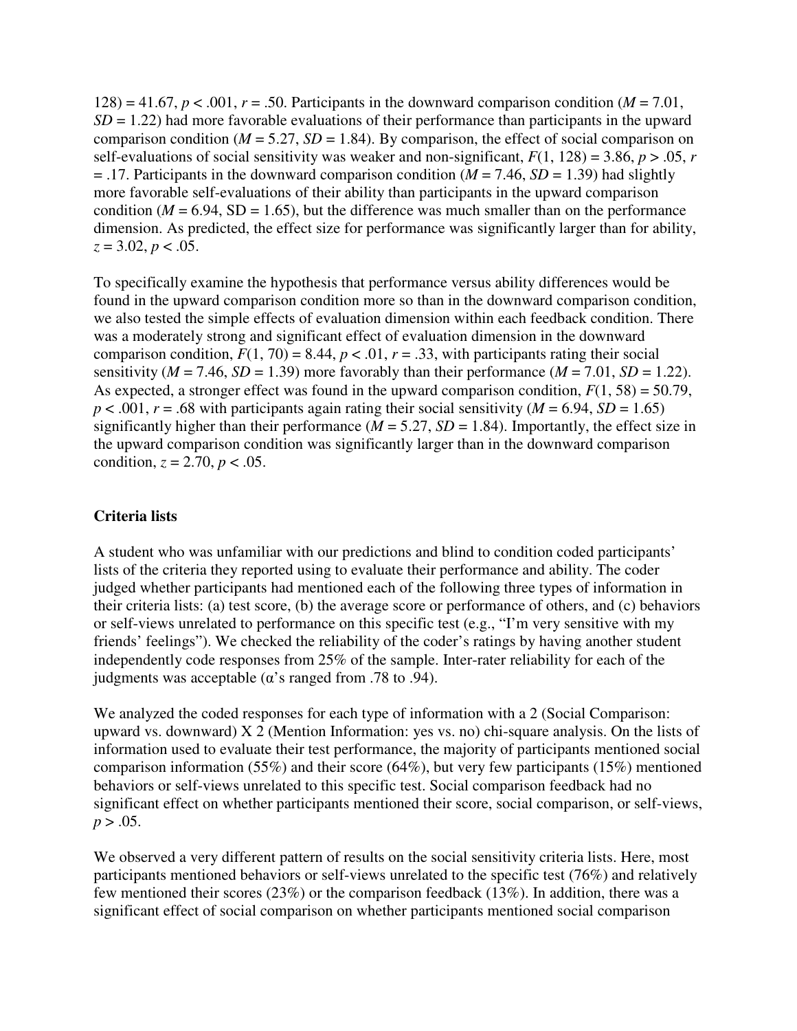128) = 41.67, $p < .001$, $r = .50$. Participants in the downward comparison condition ($M = 7.01$, $SD = 1.22$) had more favorable evaluations of their performance than participants in the upward comparison condition ($M = 5.27$, $SD = 1.84$). By comparison, the effect of social comparison on self-evaluations of social sensitivity was weaker and non-significant, $F(1, 128) = 3.86$, $p > .05$, $r = .17$. Participants in the downward comparison condition ($M = 7.46$, $SD = 1.39$) had slightly more favorable self-evaluations of their ability than participants in the upward comparison condition ($M = 6.94$, SD = 1.65), but the difference was much smaller than on the performance dimension. As predicted, the effect size for performance was significantly larger than for ability, $z = 3.02$, $p < .05$.

To specifically examine the hypothesis that performance versus ability differences would be found in the upward comparison condition more so than in the downward comparison condition, we also tested the simple effects of evaluation dimension within each feedback condition. There was a moderately strong and significant effect of evaluation dimension in the downward comparison condition, $F(1, 70) = 8.44$, $p < .01$, $r = .33$, with participants rating their social sensitivity ($M = 7.46$, $SD = 1.39$) more favorably than their performance ($M = 7.01$, $SD = 1.22$). As expected, a stronger effect was found in the upward comparison condition, $F(1, 58) = 50.79$, $p < .001$, $r = .68$ with participants again rating their social sensitivity ($M = 6.94$, $SD = 1.65$) significantly higher than their performance ($M = 5.27$, $SD = 1.84$). Importantly, the effect size in the upward comparison condition was significantly larger than in the downward comparison condition, $z = 2.70$, $p < .05$.

### Criteria lists

A student who was unfamiliar with our predictions and blind to condition coded participants' lists of the criteria they reported using to evaluate their performance and ability. The coder judged whether participants had mentioned each of the following three types of information in their criteria lists: (a) test score, (b) the average score or performance of others, and (c) behaviors or self-views unrelated to performance on this specific test (e.g., "I'm very sensitive with my friends' feelings"). We checked the reliability of the coder's ratings by having another student independently code responses from 25% of the sample. Inter-rater reliability for each of the judgments was acceptable (α's ranged from .78 to .94).

We analyzed the coded responses for each type of information with a 2 (Social Comparison: upward vs. downward) X 2 (Mention Information: yes vs. no) chi-square analysis. On the lists of information used to evaluate their test performance, the majority of participants mentioned social comparison information (55%) and their score (64%), but very few participants (15%) mentioned behaviors or self-views unrelated to this specific test. Social comparison feedback had no significant effect on whether participants mentioned their score, social comparison, or self-views, $p > .05$.

We observed a very different pattern of results on the social sensitivity criteria lists. Here, most participants mentioned behaviors or self-views unrelated to the specific test (76%) and relatively few mentioned their scores (23%) or the comparison feedback (13%). In addition, there was a significant effect of social comparison on whether participants mentioned social comparison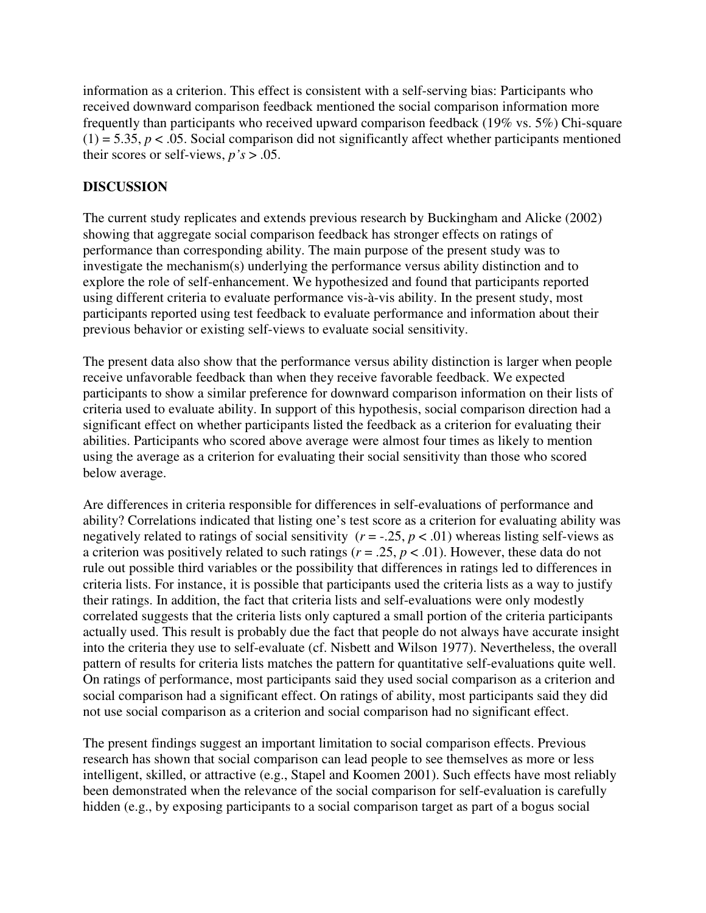information as a criterion. This effect is consistent with a self-serving bias: Participants who received downward comparison feedback mentioned the social comparison information more frequently than participants who received upward comparison feedback (19% vs. 5%) Chi-square (1) = 5.35, $p < .05$. Social comparison did not significantly affect whether participants mentioned their scores or self-views, *p's* > .05.

## DISCUSSION

The current study replicates and extends previous research by Buckingham and Alicke (2002) showing that aggregate social comparison feedback has stronger effects on ratings of performance than corresponding ability. The main purpose of the present study was to investigate the mechanism(s) underlying the performance versus ability distinction and to explore the role of self-enhancement. We hypothesized and found that participants reported using different criteria to evaluate performance vis-à-vis ability. In the present study, most participants reported using test feedback to evaluate performance and information about their previous behavior or existing self-views to evaluate social sensitivity.

The present data also show that the performance versus ability distinction is larger when people receive unfavorable feedback than when they receive favorable feedback. We expected participants to show a similar preference for downward comparison information on their lists of criteria used to evaluate ability. In support of this hypothesis, social comparison direction had a significant effect on whether participants listed the feedback as a criterion for evaluating their abilities. Participants who scored above average were almost four times as likely to mention using the average as a criterion for evaluating their social sensitivity than those who scored below average.

Are differences in criteria responsible for differences in self-evaluations of performance and ability? Correlations indicated that listing one's test score as a criterion for evaluating ability was negatively related to ratings of social sensitivity ($r = -.25$, $p < .01$) whereas listing self-views as a criterion was positively related to such ratings ($r = .25$, $p < .01$). However, these data do not rule out possible third variables or the possibility that differences in ratings led to differences in criteria lists. For instance, it is possible that participants used the criteria lists as a way to justify their ratings. In addition, the fact that criteria lists and self-evaluations were only modestly correlated suggests that the criteria lists only captured a small portion of the criteria participants actually used. This result is probably due the fact that people do not always have accurate insight into the criteria they use to self-evaluate (cf. Nisbett and Wilson 1977). Nevertheless, the overall pattern of results for criteria lists matches the pattern for quantitative self-evaluations quite well. On ratings of performance, most participants said they used social comparison as a criterion and social comparison had a significant effect. On ratings of ability, most participants said they did not use social comparison as a criterion and social comparison had no significant effect.

The present findings suggest an important limitation to social comparison effects. Previous research has shown that social comparison can lead people to see themselves as more or less intelligent, skilled, or attractive (e.g., Stapel and Koomen 2001). Such effects have most reliably been demonstrated when the relevance of the social comparison for self-evaluation is carefully hidden (e.g., by exposing participants to a social comparison target as part of a bogus social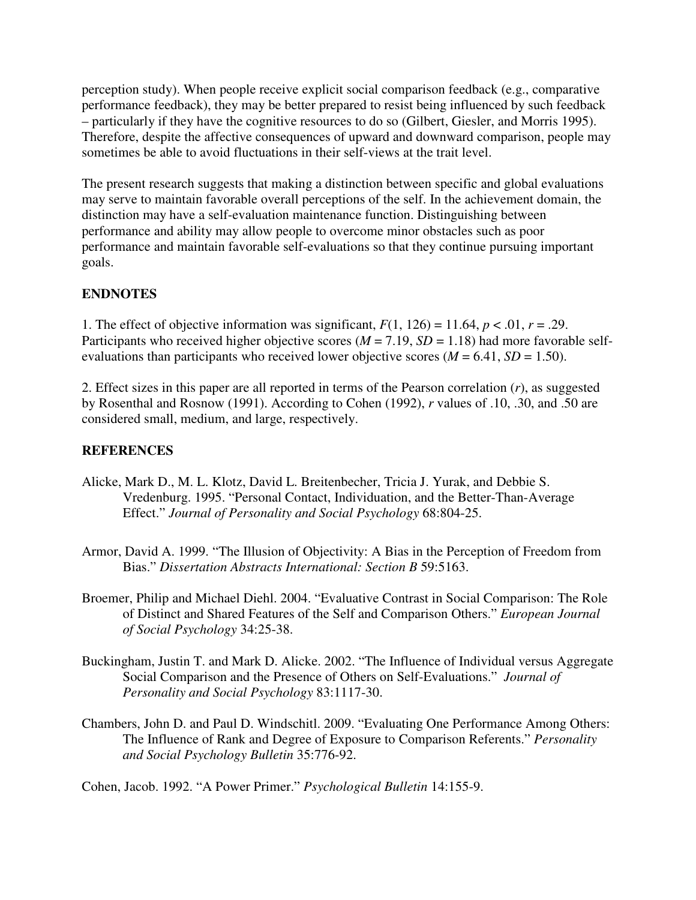perception study). When people receive explicit social comparison feedback (e.g., comparative performance feedback), they may be better prepared to resist being influenced by such feedback – particularly if they have the cognitive resources to do so (Gilbert, Giesler, and Morris 1995). Therefore, despite the affective consequences of upward and downward comparison, people may sometimes be able to avoid fluctuations in their self-views at the trait level.

The present research suggests that making a distinction between specific and global evaluations may serve to maintain favorable overall perceptions of the self. In the achievement domain, the distinction may have a self-evaluation maintenance function. Distinguishing between performance and ability may allow people to overcome minor obstacles such as poor performance and maintain favorable self-evaluations so that they continue pursuing important goals.

## ENDNOTES

1. The effect of objective information was significant, $F(1, 126) = 11.64$, $p < .01$, $r = .29$. Participants who received higher objective scores ($M = 7.19$, $SD = 1.18$) had more favorable self-evaluations than participants who received lower objective scores ($M = 6.41$, $SD = 1.50$).

2. Effect sizes in this paper are all reported in terms of the Pearson correlation ($r$), as suggested by Rosenthal and Rosnow (1991). According to Cohen (1992), $r$ values of .10, .30, and .50 are considered small, medium, and large, respectively.

## REFERENCES

Alicke, Mark D., M. L. Klotz, David L. Breitenbecher, Tricia J. Yurak, and Debbie S. Vredenburg. 1995. "Personal Contact, Individuation, and the Better-Than-Average Effect." *Journal of Personality and Social Psychology* 68:804-25.

Armor, David A. 1999. "The Illusion of Objectivity: A Bias in the Perception of Freedom from Bias." *Dissertation Abstracts International: Section B* 59:5163.

Broemer, Philip and Michael Diehl. 2004. "Evaluative Contrast in Social Comparison: The Role of Distinct and Shared Features of the Self and Comparison Others." *European Journal of Social Psychology* 34:25-38.

Buckingham, Justin T. and Mark D. Alicke. 2002. "The Influence of Individual versus Aggregate Social Comparison and the Presence of Others on Self-Evaluations." *Journal of Personality and Social Psychology* 83:1117-30.

Chambers, John D. and Paul D. Windschitl. 2009. "Evaluating One Performance Among Others: The Influence of Rank and Degree of Exposure to Comparison Referents." *Personality and Social Psychology Bulletin* 35:776-92.

Cohen, Jacob. 1992. "A Power Primer." *Psychological Bulletin* 14:155-9.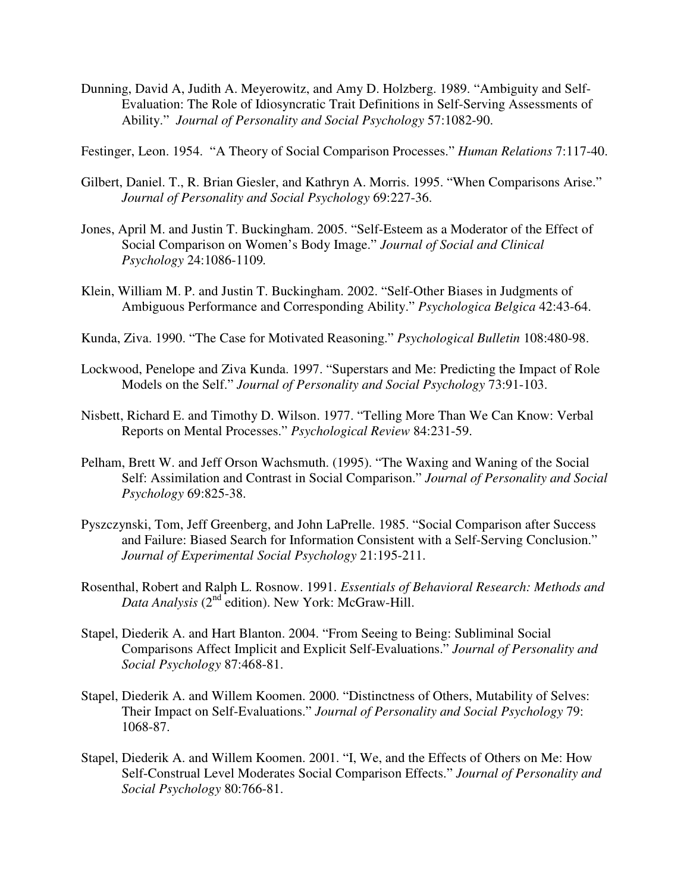Dunning, David A, Judith A. Meyerowitz, and Amy D. Holzberg. 1989. "Ambiguity and Self-Evaluation: The Role of Idiosyncratic Trait Definitions in Self-Serving Assessments of Ability." *Journal of Personality and Social Psychology* 57:1082-90.

Festinger, Leon. 1954. "A Theory of Social Comparison Processes." *Human Relations* 7:117-40.

Gilbert, Daniel. T., R. Brian Giesler, and Kathryn A. Morris. 1995. "When Comparisons Arise." *Journal of Personality and Social Psychology* 69:227-36.

Jones, April M. and Justin T. Buckingham. 2005. "Self-Esteem as a Moderator of the Effect of Social Comparison on Women's Body Image." *Journal of Social and Clinical Psychology* 24:1086-1109.

Klein, William M. P. and Justin T. Buckingham. 2002. "Self-Other Biases in Judgments of Ambiguous Performance and Corresponding Ability." *Psychologica Belgica* 42:43-64.

Kunda, Ziva. 1990. "The Case for Motivated Reasoning." *Psychological Bulletin* 108:480-98.

Lockwood, Penelope and Ziva Kunda. 1997. "Superstars and Me: Predicting the Impact of Role Models on the Self." *Journal of Personality and Social Psychology* 73:91-103.

Nisbett, Richard E. and Timothy D. Wilson. 1977. "Telling More Than We Can Know: Verbal Reports on Mental Processes." *Psychological Review* 84:231-59.

Pelham, Brett W. and Jeff Orson Wachsmuth. (1995). "The Waxing and Waning of the Social Self: Assimilation and Contrast in Social Comparison." *Journal of Personality and Social Psychology* 69:825-38.

Pyszczynski, Tom, Jeff Greenberg, and John LaPrelle. 1985. "Social Comparison after Success and Failure: Biased Search for Information Consistent with a Self-Serving Conclusion." *Journal of Experimental Social Psychology* 21:195-211.

Rosenthal, Robert and Ralph L. Rosnow. 1991. *Essentials of Behavioral Research: Methods and Data Analysis* (2nd edition). New York: McGraw-Hill.

Stapel, Diederik A. and Hart Blanton. 2004. "From Seeing to Being: Subliminal Social Comparisons Affect Implicit and Explicit Self-Evaluations." *Journal of Personality and Social Psychology* 87:468-81.

Stapel, Diederik A. and Willem Koomen. 2000. "Distinctness of Others, Mutability of Selves: Their Impact on Self-Evaluations." *Journal of Personality and Social Psychology* 79: 1068-87.

Stapel, Diederik A. and Willem Koomen. 2001. "I, We, and the Effects of Others on Me: How Self-Construal Level Moderates Social Comparison Effects." *Journal of Personality and Social Psychology* 80:766-81.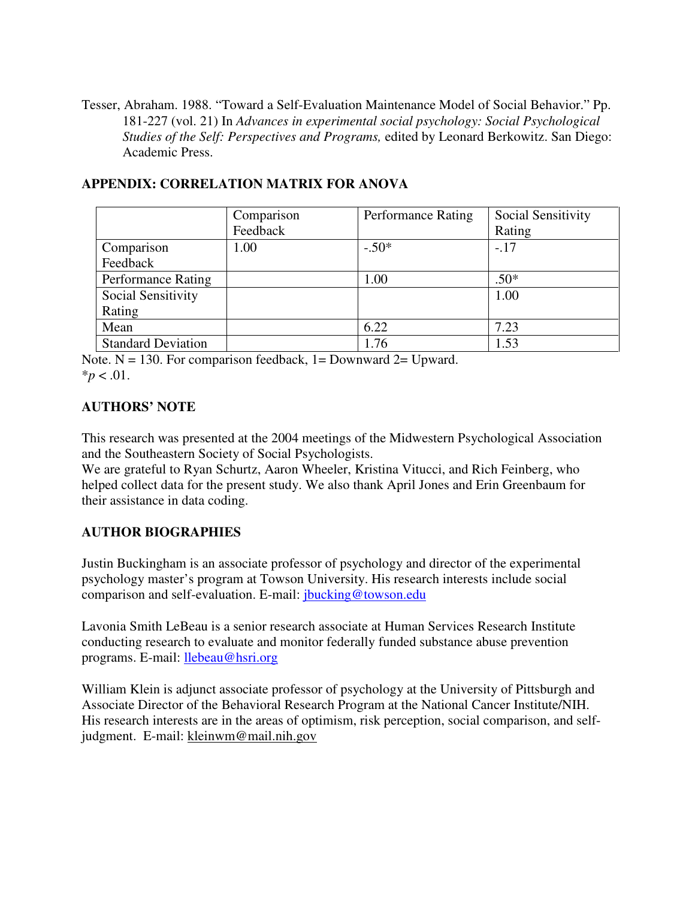Tesser, Abraham. 1988. "Toward a Self-Evaluation Maintenance Model of Social Behavior." Pp. 181-227 (vol. 21) In *Advances in experimental social psychology: Social Psychological Studies of the Self: Perspectives and Programs,* edited by Leonard Berkowitz. San Diego: Academic Press.

## APPENDIX: CORRELATION MATRIX FOR ANOVA

| | Comparison Feedback | Performance Rating | Social Sensitivity Rating |
|---|---|---|---|
| Comparison Feedback | 1.00 | -.50* | -.17 |
| Performance Rating | | 1.00 | .50* |
| Social Sensitivity Rating | | | 1.00 |
| Mean | | 6.22 | 7.23 |
| Standard Deviation | | 1.76 | 1.53 |

Note. N = 130. For comparison feedback, 1= Downward 2= Upward.
*$p < .01$.

## AUTHORS' NOTE

This research was presented at the 2004 meetings of the Midwestern Psychological Association and the Southeastern Society of Social Psychologists.
We are grateful to Ryan Schurtz, Aaron Wheeler, Kristina Vitucci, and Rich Feinberg, who helped collect data for the present study. We also thank April Jones and Erin Greenbaum for their assistance in data coding.

## AUTHOR BIOGRAPHIES

Justin Buckingham is an associate professor of psychology and director of the experimental psychology master's program at Towson University. His research interests include social comparison and self-evaluation. E-mail: jbucking@towson.edu

Lavonia Smith LeBeau is a senior research associate at Human Services Research Institute conducting research to evaluate and monitor federally funded substance abuse prevention programs. E-mail: llebeau@hsri.org

William Klein is adjunct associate professor of psychology at the University of Pittsburgh and Associate Director of the Behavioral Research Program at the National Cancer Institute/NIH. His research interests are in the areas of optimism, risk perception, social comparison, and self-judgment. E-mail: kleinwm@mail.nih.gov